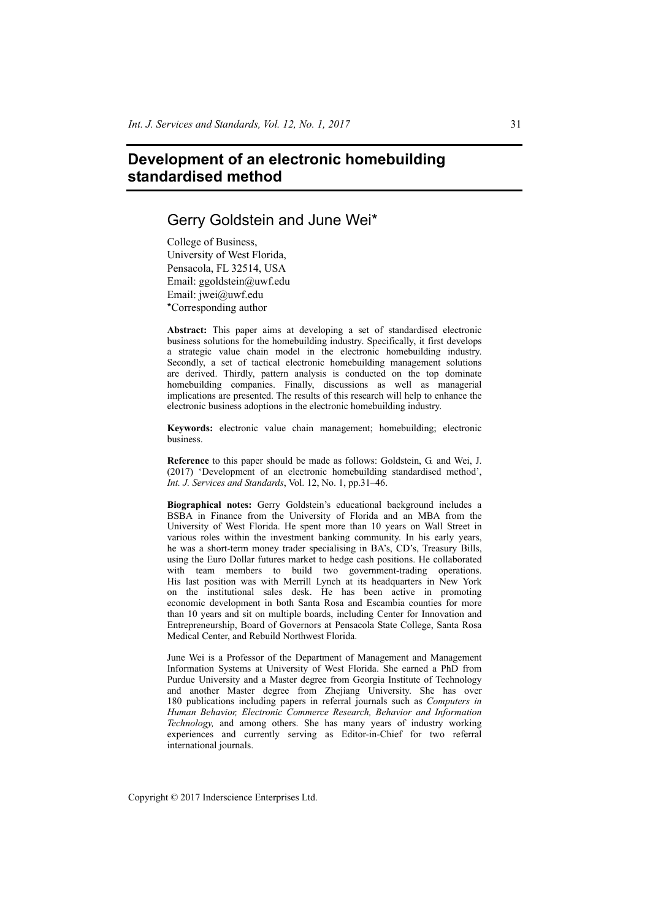# Development of an electronic homebuilding standardised method

## Gerry Goldstein and June Wei*

College of Business,
University of West Florida,
Pensacola, FL 32514, USA
Email: ggoldstein@uwf.edu
Email: jwei@uwf.edu
*Corresponding author

**Abstract:** This paper aims at developing a set of standardised electronic business solutions for the homebuilding industry. Specifically, it first develops a strategic value chain model in the electronic homebuilding industry. Secondly, a set of tactical electronic homebuilding management solutions are derived. Thirdly, pattern analysis is conducted on the top dominate homebuilding companies. Finally, discussions as well as managerial implications are presented. The results of this research will help to enhance the electronic business adoptions in the electronic homebuilding industry.

**Keywords:** electronic value chain management; homebuilding; electronic business.

**Reference** to this paper should be made as follows: Goldstein, G. and Wei, J. (2017) 'Development of an electronic homebuilding standardised method', *Int. J. Services and Standards*, Vol. 12, No. 1, pp.31–46.

**Biographical notes:** Gerry Goldstein's educational background includes a BSBA in Finance from the University of Florida and an MBA from the University of West Florida. He spent more than 10 years on Wall Street in various roles within the investment banking community. In his early years, he was a short-term money trader specialising in BA's, CD's, Treasury Bills, using the Euro Dollar futures market to hedge cash positions. He collaborated with team members to build two government-trading operations. His last position was with Merrill Lynch at its headquarters in New York on the institutional sales desk. He has been active in promoting economic development in both Santa Rosa and Escambia counties for more than 10 years and sit on multiple boards, including Center for Innovation and Entrepreneurship, Board of Governors at Pensacola State College, Santa Rosa Medical Center, and Rebuild Northwest Florida.

June Wei is a Professor of the Department of Management and Management Information Systems at University of West Florida. She earned a PhD from Purdue University and a Master degree from Georgia Institute of Technology and another Master degree from Zhejiang University. She has over 180 publications including papers in referral journals such as *Computers in Human Behavior, Electronic Commerce Research, Behavior and Information Technology,* and among others. She has many years of industry working experiences and currently serving as Editor-in-Chief for two referral international journals.

Copyright © 2017 Inderscience Enterprises Ltd.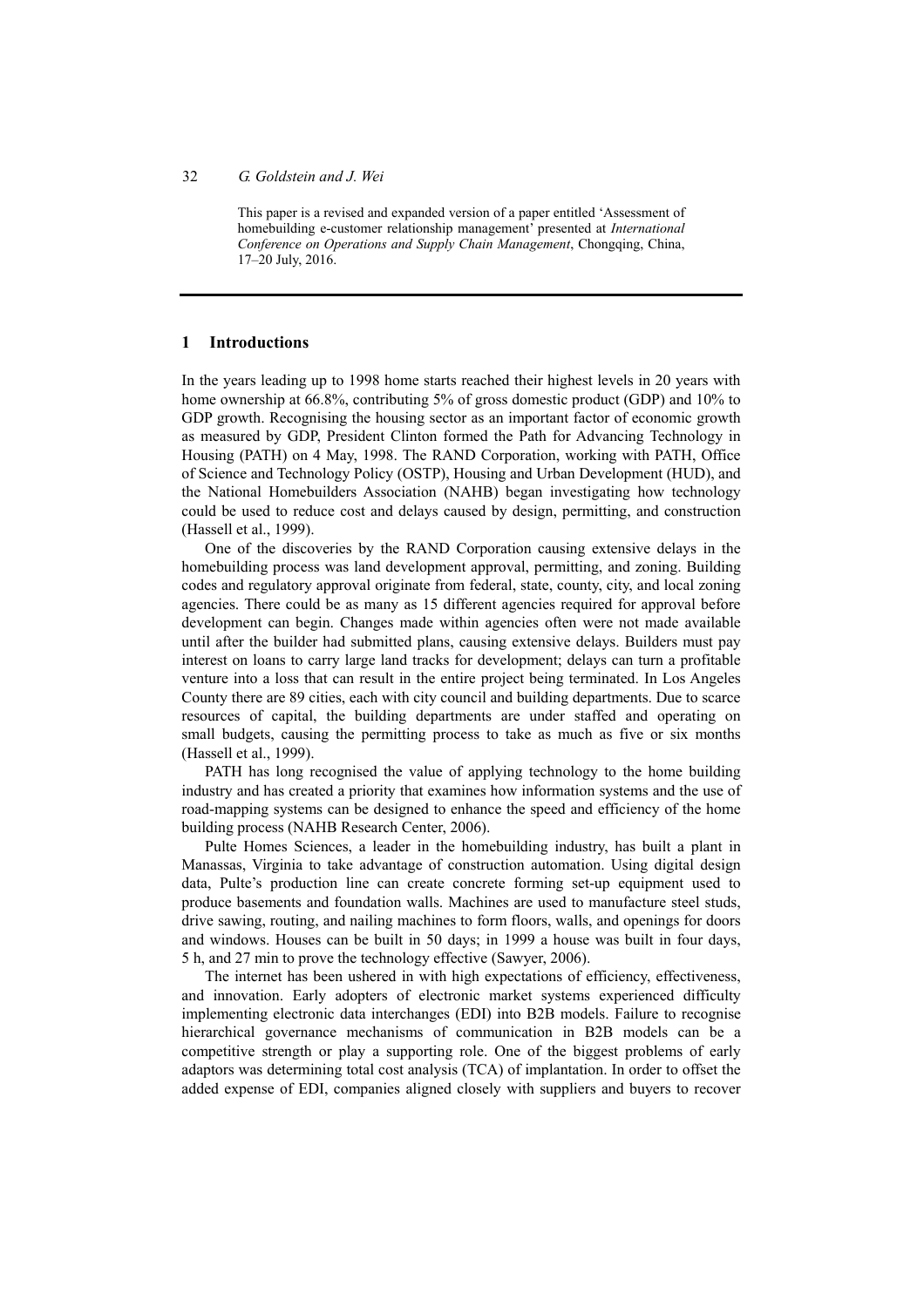This paper is a revised and expanded version of a paper entitled 'Assessment of homebuilding e-customer relationship management' presented at *International Conference on Operations and Supply Chain Management*, Chongqing, China, 17–20 July, 2016.

## 1 Introductions

In the years leading up to 1998 home starts reached their highest levels in 20 years with home ownership at 66.8%, contributing 5% of gross domestic product (GDP) and 10% to GDP growth. Recognising the housing sector as an important factor of economic growth as measured by GDP, President Clinton formed the Path for Advancing Technology in Housing (PATH) on 4 May, 1998. The RAND Corporation, working with PATH, Office of Science and Technology Policy (OSTP), Housing and Urban Development (HUD), and the National Homebuilders Association (NAHB) began investigating how technology could be used to reduce cost and delays caused by design, permitting, and construction (Hassell et al., 1999).

One of the discoveries by the RAND Corporation causing extensive delays in the homebuilding process was land development approval, permitting, and zoning. Building codes and regulatory approval originate from federal, state, county, city, and local zoning agencies. There could be as many as 15 different agencies required for approval before development can begin. Changes made within agencies often were not made available until after the builder had submitted plans, causing extensive delays. Builders must pay interest on loans to carry large land tracks for development; delays can turn a profitable venture into a loss that can result in the entire project being terminated. In Los Angeles County there are 89 cities, each with city council and building departments. Due to scarce resources of capital, the building departments are under staffed and operating on small budgets, causing the permitting process to take as much as five or six months (Hassell et al., 1999).

PATH has long recognised the value of applying technology to the home building industry and has created a priority that examines how information systems and the use of road-mapping systems can be designed to enhance the speed and efficiency of the home building process (NAHB Research Center, 2006).

Pulte Homes Sciences, a leader in the homebuilding industry, has built a plant in Manassas, Virginia to take advantage of construction automation. Using digital design data, Pulte's production line can create concrete forming set-up equipment used to produce basements and foundation walls. Machines are used to manufacture steel studs, drive sawing, routing, and nailing machines to form floors, walls, and openings for doors and windows. Houses can be built in 50 days; in 1999 a house was built in four days, 5 h, and 27 min to prove the technology effective (Sawyer, 2006).

The internet has been ushered in with high expectations of efficiency, effectiveness, and innovation. Early adopters of electronic market systems experienced difficulty implementing electronic data interchanges (EDI) into B2B models. Failure to recognise hierarchical governance mechanisms of communication in B2B models can be a competitive strength or play a supporting role. One of the biggest problems of early adaptors was determining total cost analysis (TCA) of implantation. In order to offset the added expense of EDI, companies aligned closely with suppliers and buyers to recover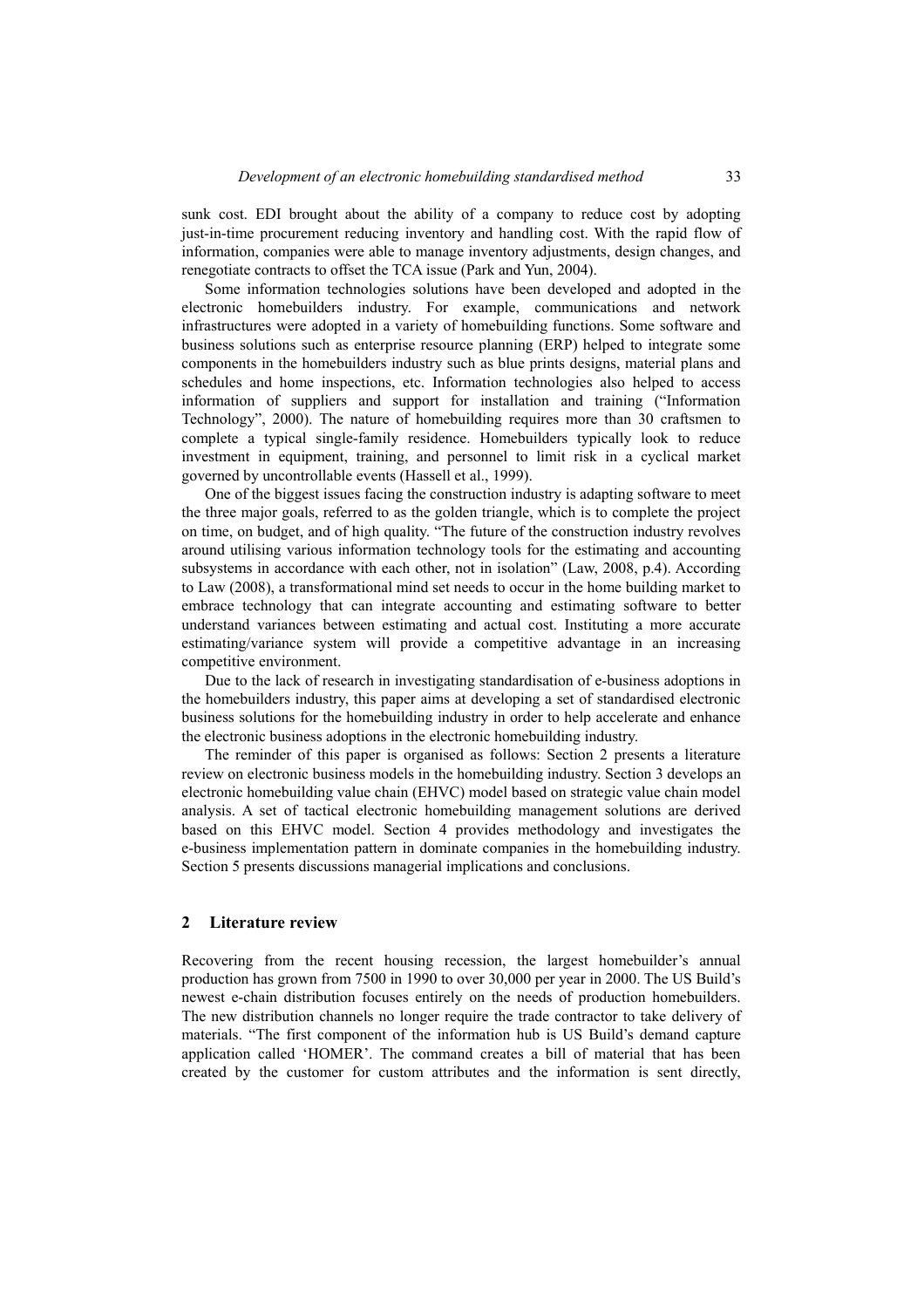sunk cost. EDI brought about the ability of a company to reduce cost by adopting just-in-time procurement reducing inventory and handling cost. With the rapid flow of information, companies were able to manage inventory adjustments, design changes, and renegotiate contracts to offset the TCA issue (Park and Yun, 2004).

Some information technologies solutions have been developed and adopted in the electronic homebuilders industry. For example, communications and network infrastructures were adopted in a variety of homebuilding functions. Some software and business solutions such as enterprise resource planning (ERP) helped to integrate some components in the homebuilders industry such as blue prints designs, material plans and schedules and home inspections, etc. Information technologies also helped to access information of suppliers and support for installation and training ("Information Technology", 2000). The nature of homebuilding requires more than 30 craftsmen to complete a typical single-family residence. Homebuilders typically look to reduce investment in equipment, training, and personnel to limit risk in a cyclical market governed by uncontrollable events (Hassell et al., 1999).

One of the biggest issues facing the construction industry is adapting software to meet the three major goals, referred to as the golden triangle, which is to complete the project on time, on budget, and of high quality. "The future of the construction industry revolves around utilising various information technology tools for the estimating and accounting subsystems in accordance with each other, not in isolation" (Law, 2008, p.4). According to Law (2008), a transformational mind set needs to occur in the home building market to embrace technology that can integrate accounting and estimating software to better understand variances between estimating and actual cost. Instituting a more accurate estimating/variance system will provide a competitive advantage in an increasing competitive environment.

Due to the lack of research in investigating standardisation of e-business adoptions in the homebuilders industry, this paper aims at developing a set of standardised electronic business solutions for the homebuilding industry in order to help accelerate and enhance the electronic business adoptions in the electronic homebuilding industry.

The reminder of this paper is organised as follows: Section 2 presents a literature review on electronic business models in the homebuilding industry. Section 3 develops an electronic homebuilding value chain (EHVC) model based on strategic value chain model analysis. A set of tactical electronic homebuilding management solutions are derived based on this EHVC model. Section 4 provides methodology and investigates the e-business implementation pattern in dominate companies in the homebuilding industry. Section 5 presents discussions managerial implications and conclusions.

## 2 Literature review

Recovering from the recent housing recession, the largest homebuilder's annual production has grown from 7500 in 1990 to over 30,000 per year in 2000. The US Build's newest e-chain distribution focuses entirely on the needs of production homebuilders. The new distribution channels no longer require the trade contractor to take delivery of materials. "The first component of the information hub is US Build's demand capture application called 'HOMER'. The command creates a bill of material that has been created by the customer for custom attributes and the information is sent directly,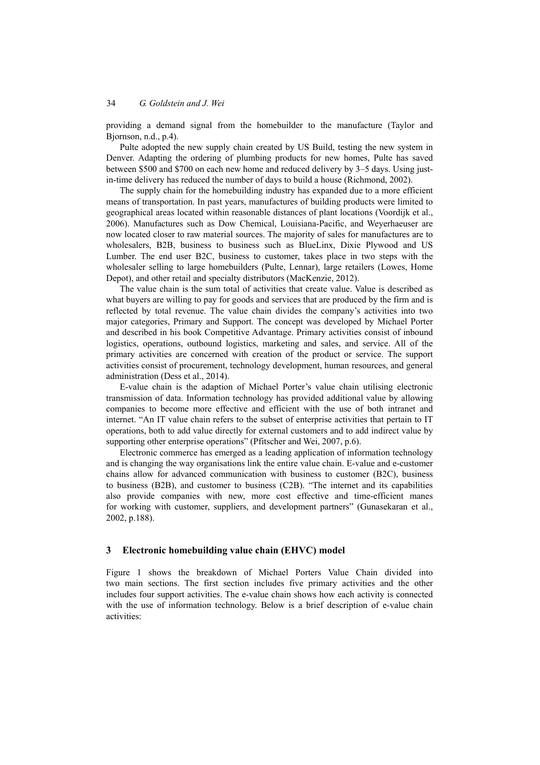providing a demand signal from the homebuilder to the manufacture (Taylor and Bjornson, n.d., p.4).

Pulte adopted the new supply chain created by US Build, testing the new system in Denver. Adapting the ordering of plumbing products for new homes, Pulte has saved between \$500 and \$700 on each new home and reduced delivery by 3–5 days. Using just-in-time delivery has reduced the number of days to build a house (Richmond, 2002).

The supply chain for the homebuilding industry has expanded due to a more efficient means of transportation. In past years, manufactures of building products were limited to geographical areas located within reasonable distances of plant locations (Voordijk et al., 2006). Manufactures such as Dow Chemical, Louisiana-Pacific, and Weyerhaeuser are now located closer to raw material sources. The majority of sales for manufactures are to wholesalers, B2B, business to business such as BlueLinx, Dixie Plywood and US Lumber. The end user B2C, business to customer, takes place in two steps with the wholesaler selling to large homebuilders (Pulte, Lennar), large retailers (Lowes, Home Depot), and other retail and specialty distributors (MacKenzie, 2012).

The value chain is the sum total of activities that create value. Value is described as what buyers are willing to pay for goods and services that are produced by the firm and is reflected by total revenue. The value chain divides the company's activities into two major categories, Primary and Support. The concept was developed by Michael Porter and described in his book Competitive Advantage. Primary activities consist of inbound logistics, operations, outbound logistics, marketing and sales, and service. All of the primary activities are concerned with creation of the product or service. The support activities consist of procurement, technology development, human resources, and general administration (Dess et al., 2014).

E-value chain is the adaption of Michael Porter's value chain utilising electronic transmission of data. Information technology has provided additional value by allowing companies to become more effective and efficient with the use of both intranet and internet. "An IT value chain refers to the subset of enterprise activities that pertain to IT operations, both to add value directly for external customers and to add indirect value by supporting other enterprise operations" (Pfitscher and Wei, 2007, p.6).

Electronic commerce has emerged as a leading application of information technology and is changing the way organisations link the entire value chain. E-value and e-customer chains allow for advanced communication with business to customer (B2C), business to business (B2B), and customer to business (C2B). "The internet and its capabilities also provide companies with new, more cost effective and time-efficient manes for working with customer, suppliers, and development partners" (Gunasekaran et al., 2002, p.188).

## 3 Electronic homebuilding value chain (EHVC) model

Figure 1 shows the breakdown of Michael Porters Value Chain divided into two main sections. The first section includes five primary activities and the other includes four support activities. The e-value chain shows how each activity is connected with the use of information technology. Below is a brief description of e-value chain activities: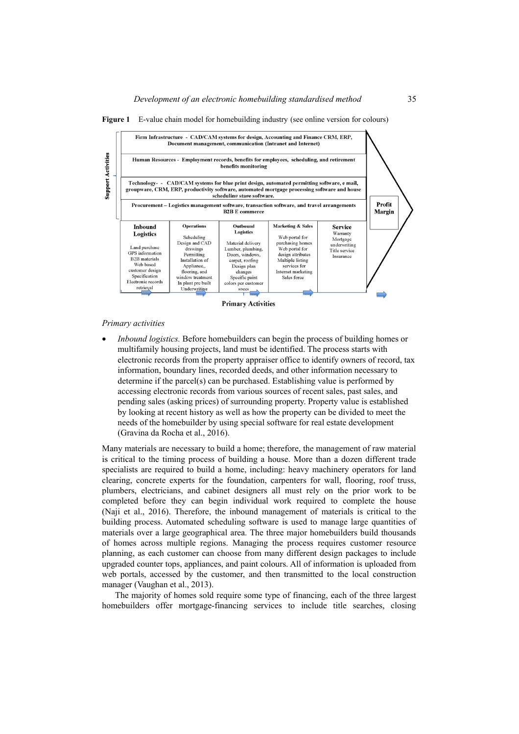**Figure 1** E-value chain model for homebuilding industry (see online version for colours)

**Support Activities**

- **Firm Infrastructure** - CAD/CAM systems for design, Accounting and Finance CRM, ERP, Document management, communication (Intranet and Internet)
- **Human Resources** - Employment records, benefits for employees, scheduling, and retirement benefits monitoring
- **Technology** - CAD/CAM systems for blue print design, automated permitting software, e mail, groupware, CRM, ERP, productivity software, automated mortgage processing software and house scheduling stage software.
- **Procurement** – Logistics management software, transaction software, and travel arrangements B2B E commerce

**Profit Margin**

**Primary Activities**

| Inbound Logistics | Operations | Outbound Logistics | Marketing & Sales | Service |
|---|---|---|---|---|
| Land purchase<br>GPS information<br>B2B materials<br>Web based customer design<br>Specification<br>Electronic records retrieval | Scheduling<br>Design and CAD drawings<br>Permitting<br>Installation of Appliance,, flooring, and window treatment<br>In plant pre built<br>Underwriting | Material delivery<br>Lumber, plumbing, Doors, windows, carpet, roofing<br>Design plan changes<br>Specific paint colors per customer specs | Web portal for purchasing homes<br>Web portal for design attributes<br>Multiple listing services for Internet marketing<br>Sales force | Warranty<br>Mortgage underwriting<br>Title service<br>Insurance |

*Primary activities*

- *Inbound logistics.* Before homebuilders can begin the process of building homes or multifamily housing projects, land must be identified. The process starts with electronic records from the property appraiser office to identify owners of record, tax information, boundary lines, recorded deeds, and other information necessary to determine if the parcel(s) can be purchased. Establishing value is performed by accessing electronic records from various sources of recent sales, past sales, and pending sales (asking prices) of surrounding property. Property value is established by looking at recent history as well as how the property can be divided to meet the needs of the homebuilder by using special software for real estate development (Gravina da Rocha et al., 2016).

Many materials are necessary to build a home; therefore, the management of raw material is critical to the timing process of building a house. More than a dozen different trade specialists are required to build a home, including: heavy machinery operators for land clearing, concrete experts for the foundation, carpenters for wall, flooring, roof truss, plumbers, electricians, and cabinet designers all must rely on the prior work to be completed before they can begin individual work required to complete the house (Naji et al., 2016). Therefore, the inbound management of materials is critical to the building process. Automated scheduling software is used to manage large quantities of materials over a large geographical area. The three major homebuilders build thousands of homes across multiple regions. Managing the process requires customer resource planning, as each customer can choose from many different design packages to include upgraded counter tops, appliances, and paint colours. All of information is uploaded from web portals, accessed by the customer, and then transmitted to the local construction manager (Vaughan et al., 2013).

The majority of homes sold require some type of financing, each of the three largest homebuilders offer mortgage-financing services to include title searches, closing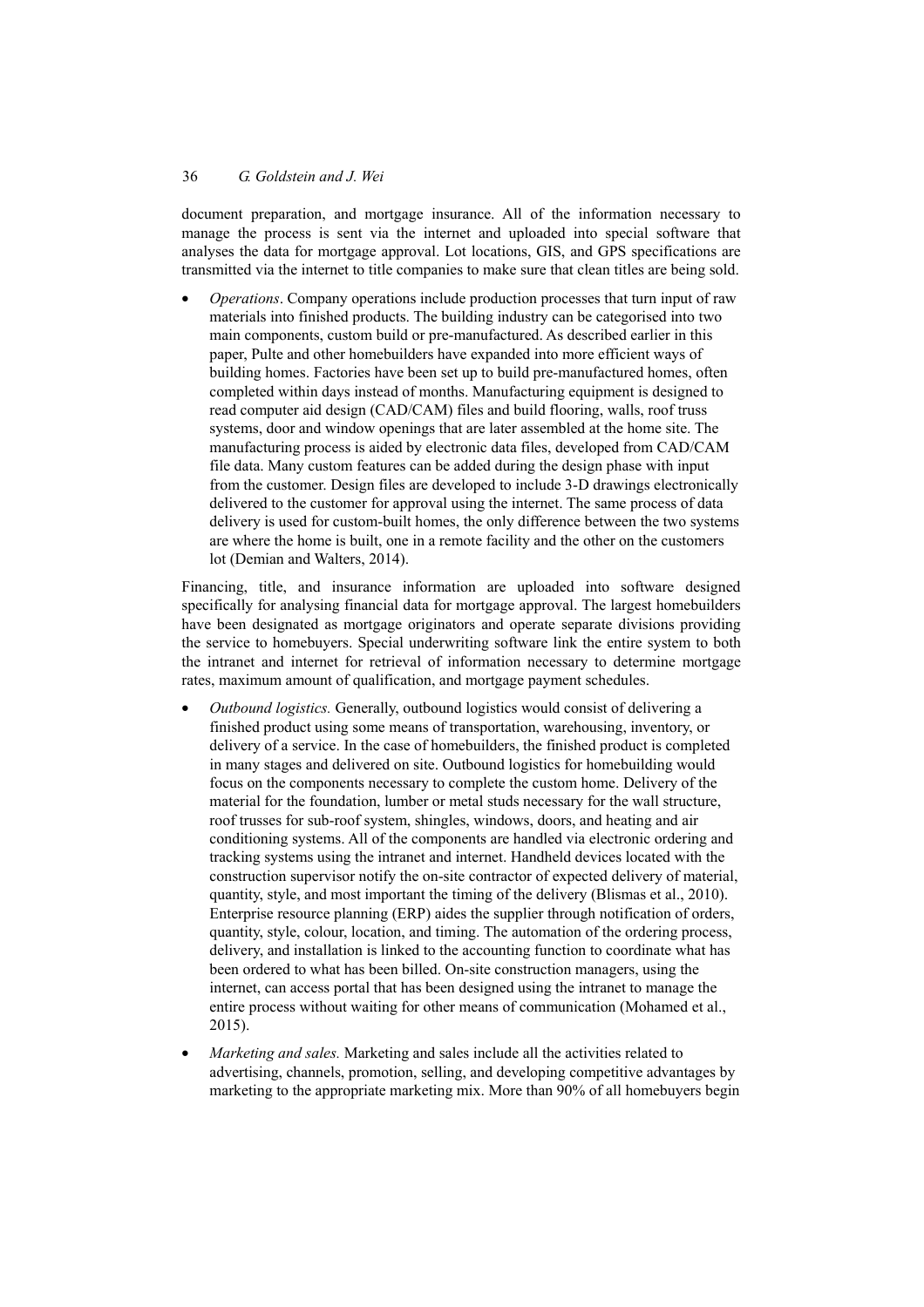document preparation, and mortgage insurance. All of the information necessary to manage the process is sent via the internet and uploaded into special software that analyses the data for mortgage approval. Lot locations, GIS, and GPS specifications are transmitted via the internet to title companies to make sure that clean titles are being sold.

- *Operations*. Company operations include production processes that turn input of raw materials into finished products. The building industry can be categorised into two main components, custom build or pre-manufactured. As described earlier in this paper, Pulte and other homebuilders have expanded into more efficient ways of building homes. Factories have been set up to build pre-manufactured homes, often completed within days instead of months. Manufacturing equipment is designed to read computer aid design (CAD/CAM) files and build flooring, walls, roof truss systems, door and window openings that are later assembled at the home site. The manufacturing process is aided by electronic data files, developed from CAD/CAM file data. Many custom features can be added during the design phase with input from the customer. Design files are developed to include 3-D drawings electronically delivered to the customer for approval using the internet. The same process of data delivery is used for custom-built homes, the only difference between the two systems are where the home is built, one in a remote facility and the other on the customers lot (Demian and Walters, 2014).

Financing, title, and insurance information are uploaded into software designed specifically for analysing financial data for mortgage approval. The largest homebuilders have been designated as mortgage originators and operate separate divisions providing the service to homebuyers. Special underwriting software link the entire system to both the intranet and internet for retrieval of information necessary to determine mortgage rates, maximum amount of qualification, and mortgage payment schedules.

- *Outbound logistics.* Generally, outbound logistics would consist of delivering a finished product using some means of transportation, warehousing, inventory, or delivery of a service. In the case of homebuilders, the finished product is completed in many stages and delivered on site. Outbound logistics for homebuilding would focus on the components necessary to complete the custom home. Delivery of the material for the foundation, lumber or metal studs necessary for the wall structure, roof trusses for sub-roof system, shingles, windows, doors, and heating and air conditioning systems. All of the components are handled via electronic ordering and tracking systems using the intranet and internet. Handheld devices located with the construction supervisor notify the on-site contractor of expected delivery of material, quantity, style, and most important the timing of the delivery (Blismas et al., 2010). Enterprise resource planning (ERP) aides the supplier through notification of orders, quantity, style, colour, location, and timing. The automation of the ordering process, delivery, and installation is linked to the accounting function to coordinate what has been ordered to what has been billed. On-site construction managers, using the internet, can access portal that has been designed using the intranet to manage the entire process without waiting for other means of communication (Mohamed et al., 2015).

- *Marketing and sales.* Marketing and sales include all the activities related to advertising, channels, promotion, selling, and developing competitive advantages by marketing to the appropriate marketing mix. More than 90% of all homebuyers begin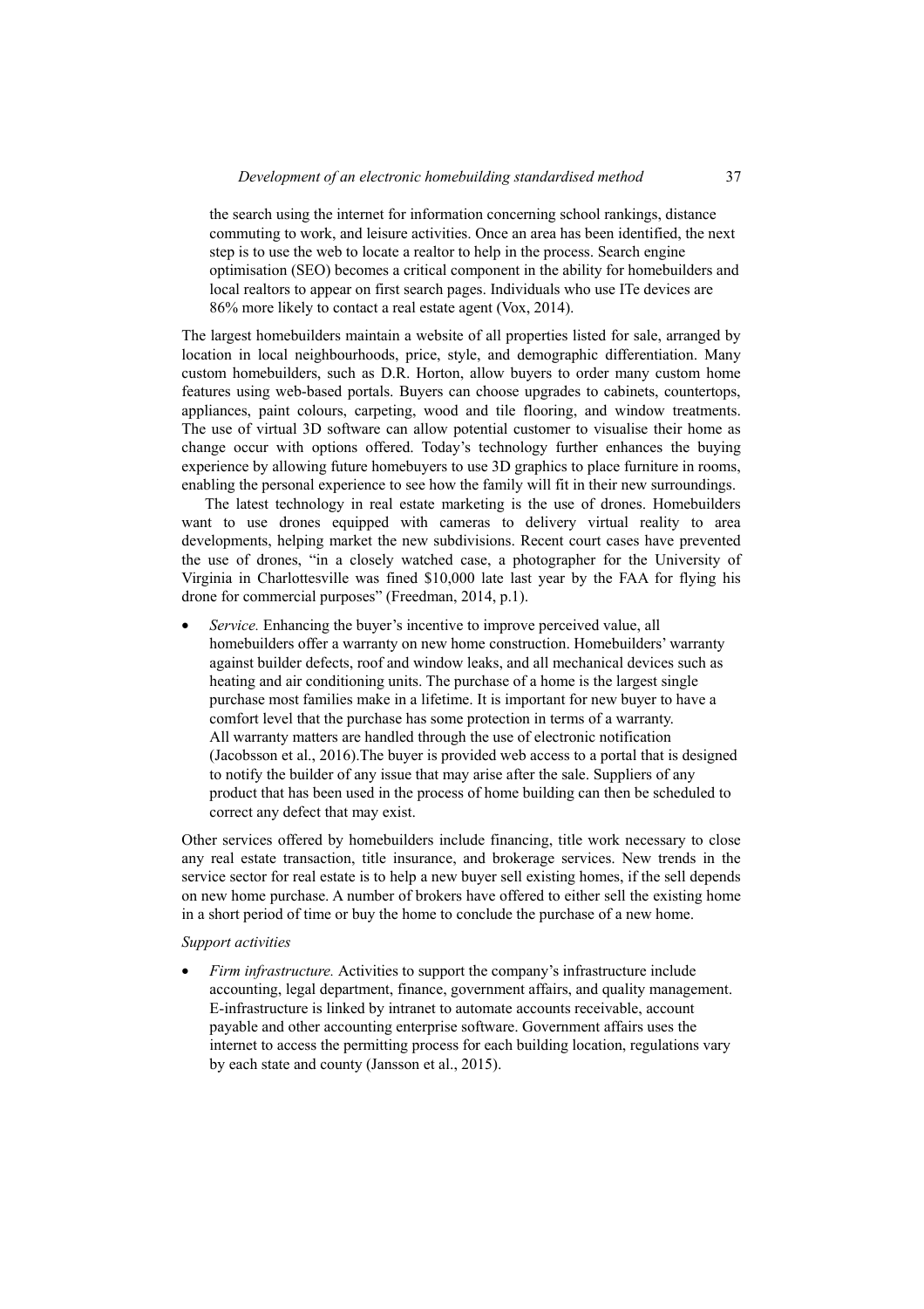the search using the internet for information concerning school rankings, distance commuting to work, and leisure activities. Once an area has been identified, the next step is to use the web to locate a realtor to help in the process. Search engine optimisation (SEO) becomes a critical component in the ability for homebuilders and local realtors to appear on first search pages. Individuals who use ITe devices are 86% more likely to contact a real estate agent (Vox, 2014).

The largest homebuilders maintain a website of all properties listed for sale, arranged by location in local neighbourhoods, price, style, and demographic differentiation. Many custom homebuilders, such as D.R. Horton, allow buyers to order many custom home features using web-based portals. Buyers can choose upgrades to cabinets, countertops, appliances, paint colours, carpeting, wood and tile flooring, and window treatments. The use of virtual 3D software can allow potential customer to visualise their home as change occur with options offered. Today's technology further enhances the buying experience by allowing future homebuyers to use 3D graphics to place furniture in rooms, enabling the personal experience to see how the family will fit in their new surroundings.

The latest technology in real estate marketing is the use of drones. Homebuilders want to use drones equipped with cameras to delivery virtual reality to area developments, helping market the new subdivisions. Recent court cases have prevented the use of drones, "in a closely watched case, a photographer for the University of Virginia in Charlottesville was fined $10,000 late last year by the FAA for flying his drone for commercial purposes" (Freedman, 2014, p.1).

- *Service.* Enhancing the buyer's incentive to improve perceived value, all homebuilders offer a warranty on new home construction. Homebuilders' warranty against builder defects, roof and window leaks, and all mechanical devices such as heating and air conditioning units. The purchase of a home is the largest single purchase most families make in a lifetime. It is important for new buyer to have a comfort level that the purchase has some protection in terms of a warranty. All warranty matters are handled through the use of electronic notification (Jacobsson et al., 2016).The buyer is provided web access to a portal that is designed to notify the builder of any issue that may arise after the sale. Suppliers of any product that has been used in the process of home building can then be scheduled to correct any defect that may exist.

Other services offered by homebuilders include financing, title work necessary to close any real estate transaction, title insurance, and brokerage services. New trends in the service sector for real estate is to help a new buyer sell existing homes, if the sell depends on new home purchase. A number of brokers have offered to either sell the existing home in a short period of time or buy the home to conclude the purchase of a new home.

*Support activities*

- *Firm infrastructure.* Activities to support the company's infrastructure include accounting, legal department, finance, government affairs, and quality management. E-infrastructure is linked by intranet to automate accounts receivable, account payable and other accounting enterprise software. Government affairs uses the internet to access the permitting process for each building location, regulations vary by each state and county (Jansson et al., 2015).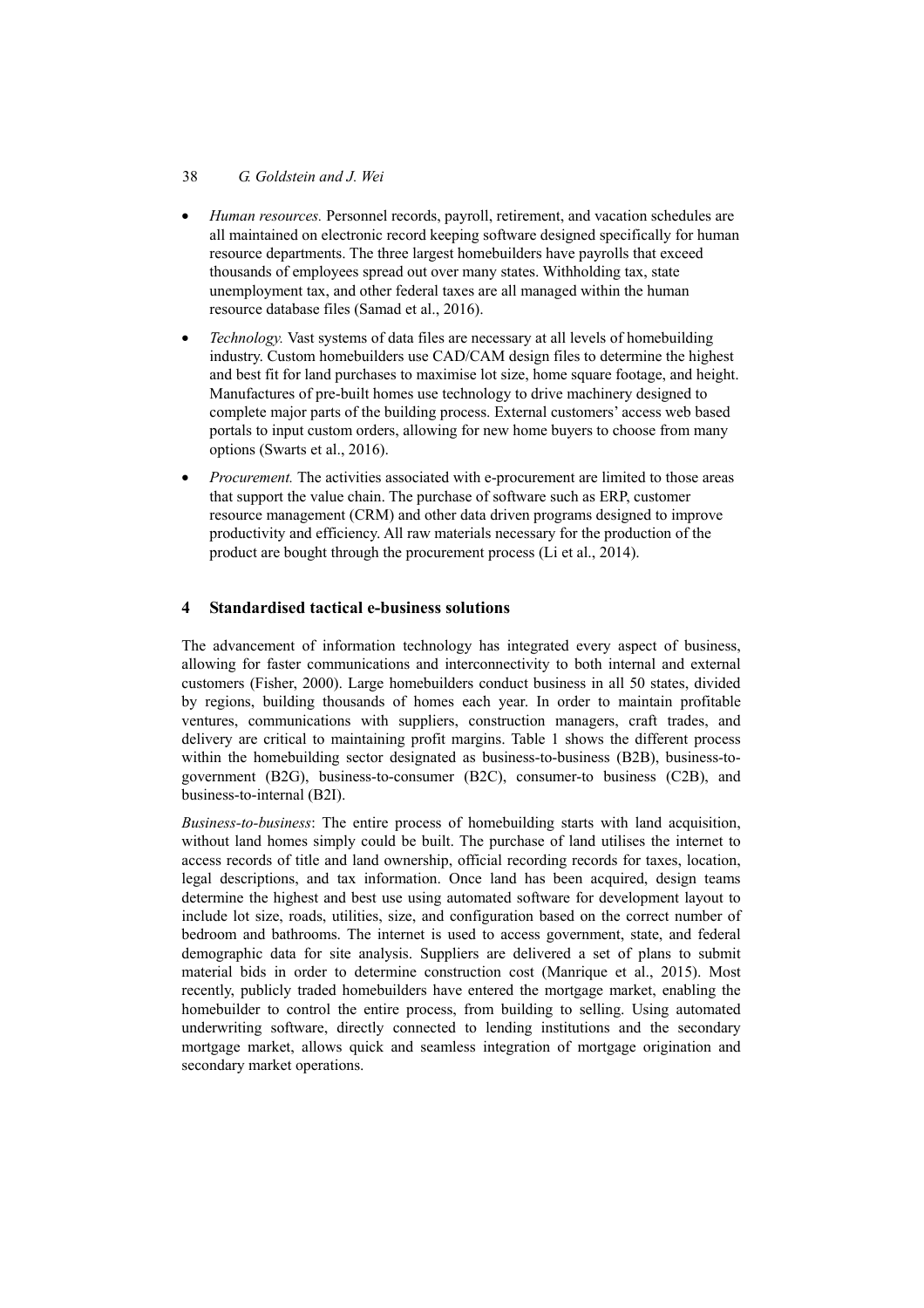- *Human resources.* Personnel records, payroll, retirement, and vacation schedules are all maintained on electronic record keeping software designed specifically for human resource departments. The three largest homebuilders have payrolls that exceed thousands of employees spread out over many states. Withholding tax, state unemployment tax, and other federal taxes are all managed within the human resource database files (Samad et al., 2016).
- *Technology.* Vast systems of data files are necessary at all levels of homebuilding industry. Custom homebuilders use CAD/CAM design files to determine the highest and best fit for land purchases to maximise lot size, home square footage, and height. Manufactures of pre-built homes use technology to drive machinery designed to complete major parts of the building process. External customers' access web based portals to input custom orders, allowing for new home buyers to choose from many options (Swarts et al., 2016).
- *Procurement.* The activities associated with e-procurement are limited to those areas that support the value chain. The purchase of software such as ERP, customer resource management (CRM) and other data driven programs designed to improve productivity and efficiency. All raw materials necessary for the production of the product are bought through the procurement process (Li et al., 2014).

## 4 Standardised tactical e-business solutions

The advancement of information technology has integrated every aspect of business, allowing for faster communications and interconnectivity to both internal and external customers (Fisher, 2000). Large homebuilders conduct business in all 50 states, divided by regions, building thousands of homes each year. In order to maintain profitable ventures, communications with suppliers, construction managers, craft trades, and delivery are critical to maintaining profit margins. Table 1 shows the different process within the homebuilding sector designated as business-to-business (B2B), business-to-government (B2G), business-to-consumer (B2C), consumer-to business (C2B), and business-to-internal (B2I).

*Business-to-business*: The entire process of homebuilding starts with land acquisition, without land homes simply could be built. The purchase of land utilises the internet to access records of title and land ownership, official recording records for taxes, location, legal descriptions, and tax information. Once land has been acquired, design teams determine the highest and best use using automated software for development layout to include lot size, roads, utilities, size, and configuration based on the correct number of bedroom and bathrooms. The internet is used to access government, state, and federal demographic data for site analysis. Suppliers are delivered a set of plans to submit material bids in order to determine construction cost (Manrique et al., 2015). Most recently, publicly traded homebuilders have entered the mortgage market, enabling the homebuilder to control the entire process, from building to selling. Using automated underwriting software, directly connected to lending institutions and the secondary mortgage market, allows quick and seamless integration of mortgage origination and secondary market operations.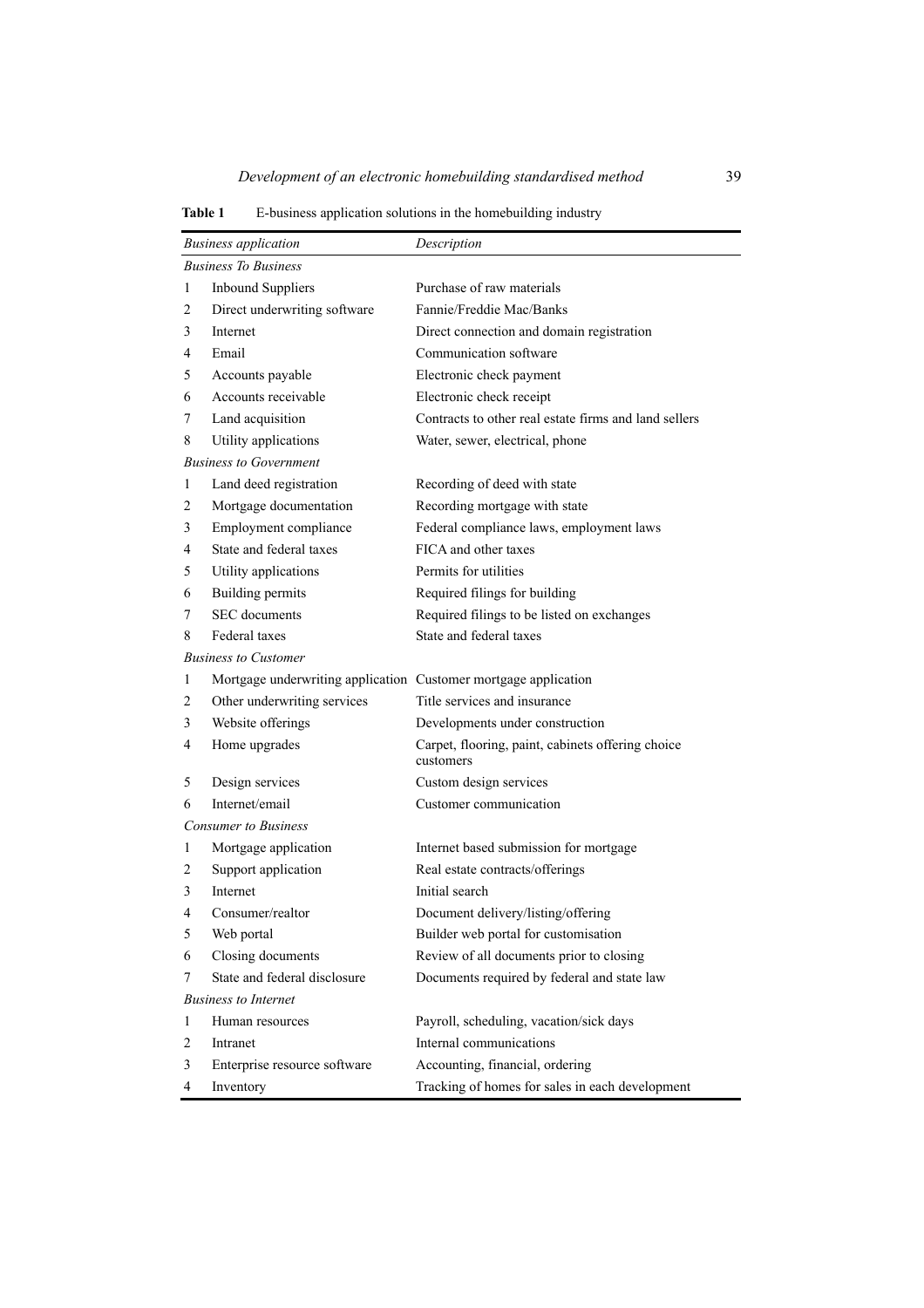**Table 1** E-business application solutions in the homebuilding industry

| | *Business application* | *Description* |
|---|---|---|
| *Business To Business* | | |
| 1 | Inbound Suppliers | Purchase of raw materials |
| 2 | Direct underwriting software | Fannie/Freddie Mac/Banks |
| 3 | Internet | Direct connection and domain registration |
| 4 | Email | Communication software |
| 5 | Accounts payable | Electronic check payment |
| 6 | Accounts receivable | Electronic check receipt |
| 7 | Land acquisition | Contracts to other real estate firms and land sellers |
| 8 | Utility applications | Water, sewer, electrical, phone |
| *Business to Government* | | |
| 1 | Land deed registration | Recording of deed with state |
| 2 | Mortgage documentation | Recording mortgage with state |
| 3 | Employment compliance | Federal compliance laws, employment laws |
| 4 | State and federal taxes | FICA and other taxes |
| 5 | Utility applications | Permits for utilities |
| 6 | Building permits | Required filings for building |
| 7 | SEC documents | Required filings to be listed on exchanges |
| 8 | Federal taxes | State and federal taxes |
| *Business to Customer* | | |
| 1 | Mortgage underwriting application | Customer mortgage application |
| 2 | Other underwriting services | Title services and insurance |
| 3 | Website offerings | Developments under construction |
| 4 | Home upgrades | Carpet, flooring, paint, cabinets offering choice customers |
| 5 | Design services | Custom design services |
| 6 | Internet/email | Customer communication |
| *Consumer to Business* | | |
| 1 | Mortgage application | Internet based submission for mortgage |
| 2 | Support application | Real estate contracts/offerings |
| 3 | Internet | Initial search |
| 4 | Consumer/realtor | Document delivery/listing/offering |
| 5 | Web portal | Builder web portal for customisation |
| 6 | Closing documents | Review of all documents prior to closing |
| 7 | State and federal disclosure | Documents required by federal and state law |
| *Business to Internet* | | |
| 1 | Human resources | Payroll, scheduling, vacation/sick days |
| 2 | Intranet | Internal communications |
| 3 | Enterprise resource software | Accounting, financial, ordering |
| 4 | Inventory | Tracking of homes for sales in each development |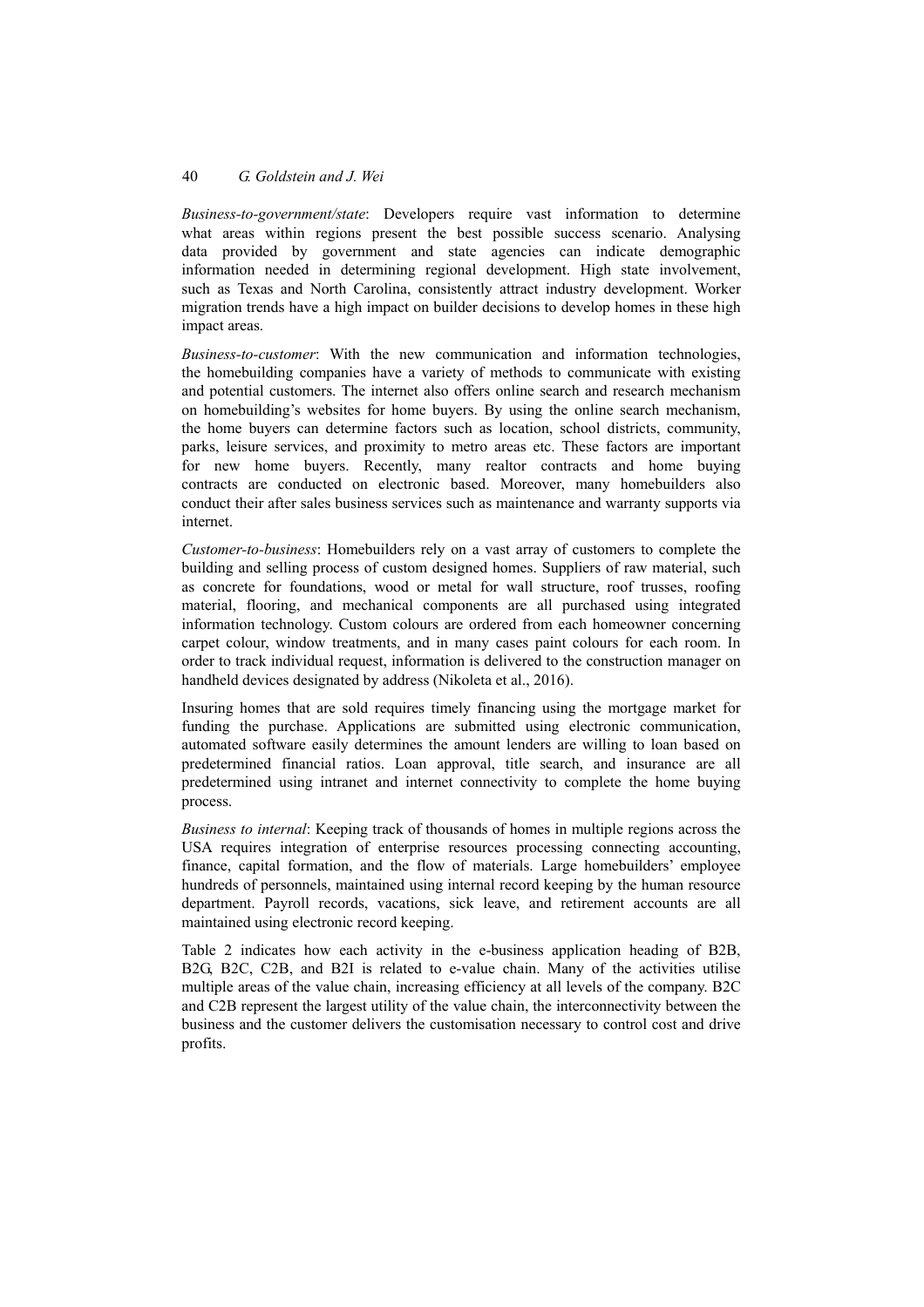*Business-to-government/state*: Developers require vast information to determine what areas within regions present the best possible success scenario. Analysing data provided by government and state agencies can indicate demographic information needed in determining regional development. High state involvement, such as Texas and North Carolina, consistently attract industry development. Worker migration trends have a high impact on builder decisions to develop homes in these high impact areas.

*Business-to-customer*: With the new communication and information technologies, the homebuilding companies have a variety of methods to communicate with existing and potential customers. The internet also offers online search and research mechanism on homebuilding's websites for home buyers. By using the online search mechanism, the home buyers can determine factors such as location, school districts, community, parks, leisure services, and proximity to metro areas etc. These factors are important for new home buyers. Recently, many realtor contracts and home buying contracts are conducted on electronic based. Moreover, many homebuilders also conduct their after sales business services such as maintenance and warranty supports via internet.

*Customer-to-business*: Homebuilders rely on a vast array of customers to complete the building and selling process of custom designed homes. Suppliers of raw material, such as concrete for foundations, wood or metal for wall structure, roof trusses, roofing material, flooring, and mechanical components are all purchased using integrated information technology. Custom colours are ordered from each homeowner concerning carpet colour, window treatments, and in many cases paint colours for each room. In order to track individual request, information is delivered to the construction manager on handheld devices designated by address (Nikoleta et al., 2016).

Insuring homes that are sold requires timely financing using the mortgage market for funding the purchase. Applications are submitted using electronic communication, automated software easily determines the amount lenders are willing to loan based on predetermined financial ratios. Loan approval, title search, and insurance are all predetermined using intranet and internet connectivity to complete the home buying process.

*Business to internal*: Keeping track of thousands of homes in multiple regions across the USA requires integration of enterprise resources processing connecting accounting, finance, capital formation, and the flow of materials. Large homebuilders' employee hundreds of personnels, maintained using internal record keeping by the human resource department. Payroll records, vacations, sick leave, and retirement accounts are all maintained using electronic record keeping.

Table 2 indicates how each activity in the e-business application heading of B2B, B2G, B2C, C2B, and B2I is related to e-value chain. Many of the activities utilise multiple areas of the value chain, increasing efficiency at all levels of the company. B2C and C2B represent the largest utility of the value chain, the interconnectivity between the business and the customer delivers the customisation necessary to control cost and drive profits.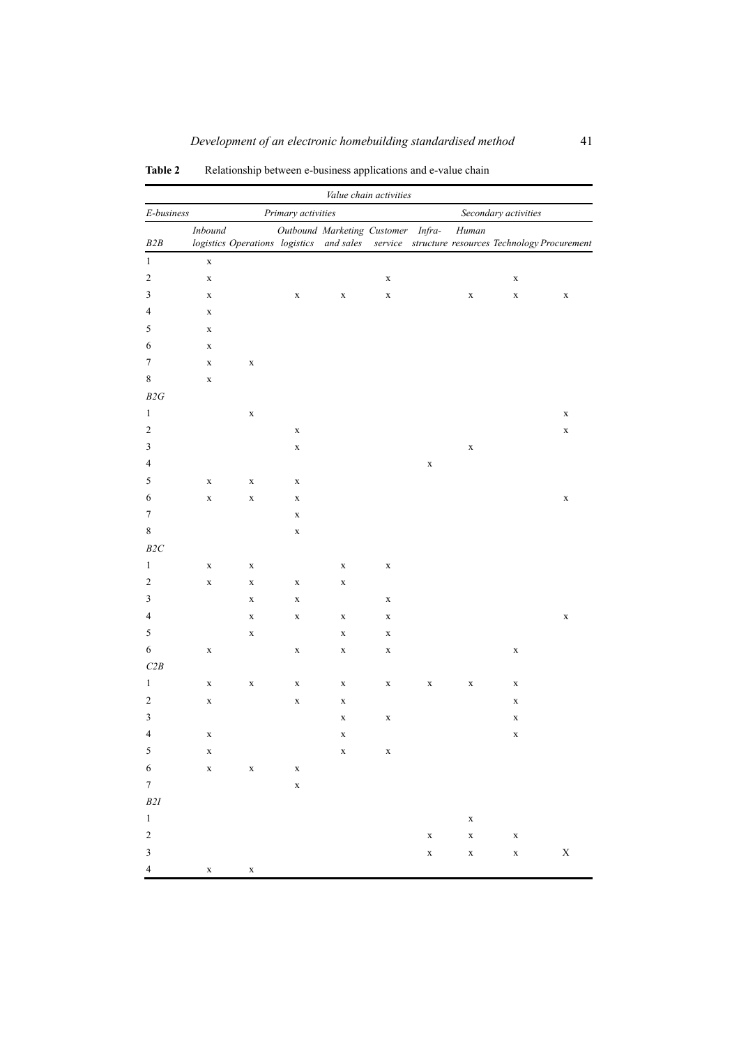**Table 2** Relationship between e-business applications and e-value chain

| *E-business* | *Value chain activities* | | | | | | | | |
|---|---|---|---|---|---|---|---|---|---|
| | *Primary activities* | | | | | *Secondary activities* | | | |
| *B2B* | *Inbound logistics* | *Operations* | *Outbound logistics* | *Marketing and sales* | *Customer service* | *Infra-structure* | *Human resources* | *Technology* | *Procurement* |
| 1 | x | | | | | | | | |
| 2 | x | | | | x | | | x | |
| 3 | x | | x | x | x | | x | x | x |
| 4 | x | | | | | | | | |
| 5 | x | | | | | | | | |
| 6 | x | | | | | | | | |
| 7 | x | x | | | | | | | |
| 8 | x | | | | | | | | |
| *B2G* | | | | | | | | | |
| 1 | | x | | | | | | | x |
| 2 | | | x | | | | | | x |
| 3 | | | x | | | | x | | |
| 4 | | | | | | x | | | |
| 5 | x | x | x | | | | | | |
| 6 | x | x | x | | | | | | x |
| 7 | | | x | | | | | | |
| 8 | | | x | | | | | | |
| *B2C* | | | | | | | | | |
| 1 | x | x | | x | x | | | | |
| 2 | x | x | x | x | | | | | |
| 3 | | x | x | | x | | | | |
| 4 | | x | x | x | x | | | | x |
| 5 | | x | | x | x | | | | |
| 6 | x | | x | x | x | | | x | |
| *C2B* | | | | | | | | | |
| 1 | x | x | x | x | x | x | x | x | |
| 2 | x | | x | x | | | | x | |
| 3 | | | | x | x | | | x | |
| 4 | x | | | x | | | | x | |
| 5 | x | | | x | x | | | | |
| 6 | x | x | x | | | | | | |
| 7 | | | x | | | | | | |
| *B2I* | | | | | | | | | |
| 1 | | | | | | | x | | |
| 2 | | | | | | x | x | x | |
| 3 | | | | | | x | x | x | X |
| 4 | x | x | | | | | | | |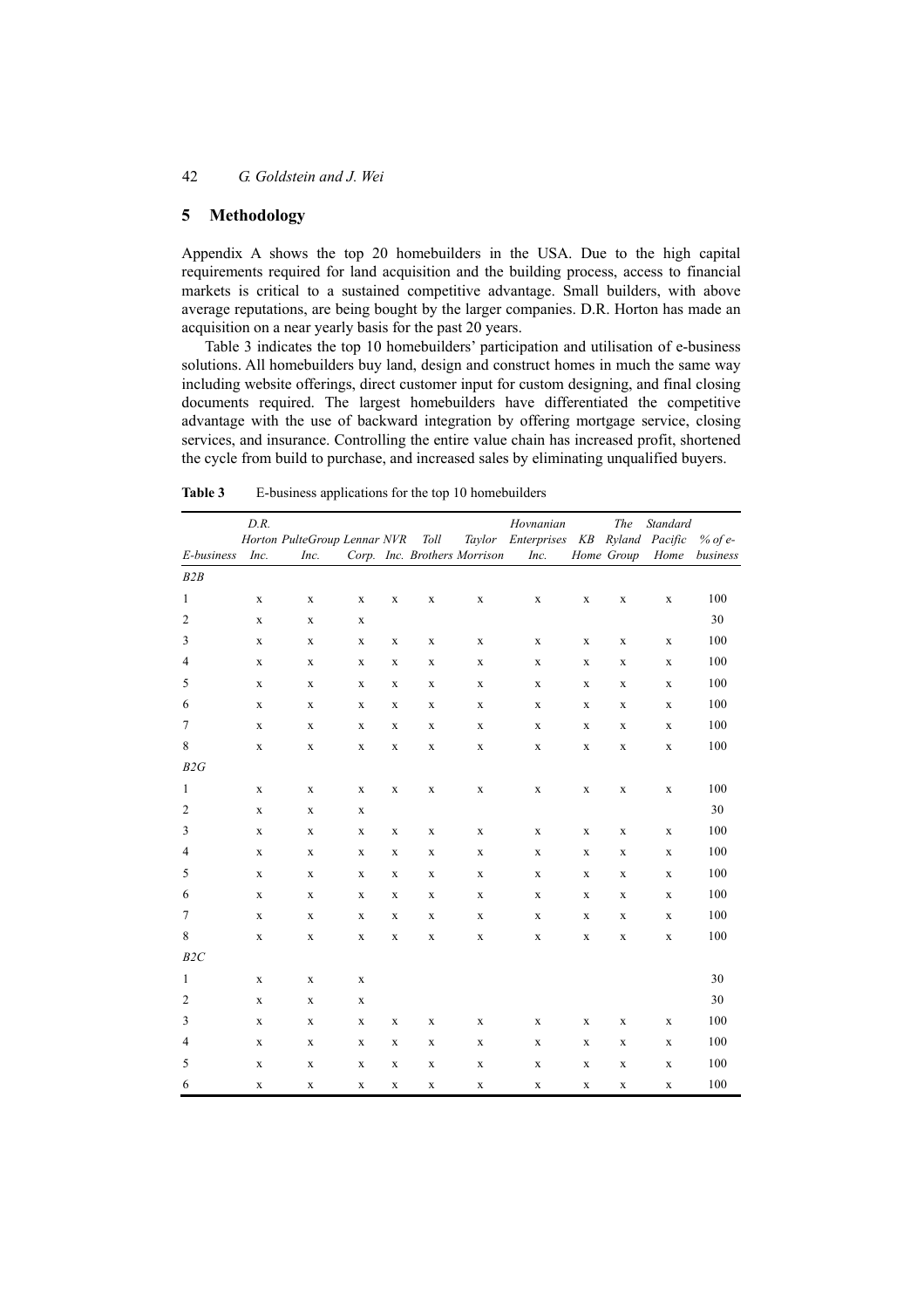## 5 Methodology

Appendix A shows the top 20 homebuilders in the USA. Due to the high capital requirements required for land acquisition and the building process, access to financial markets is critical to a sustained competitive advantage. Small builders, with above average reputations, are being bought by the larger companies. D.R. Horton has made an acquisition on a near yearly basis for the past 20 years.

Table 3 indicates the top 10 homebuilders' participation and utilisation of e-business solutions. All homebuilders buy land, design and construct homes in much the same way including website offerings, direct customer input for custom designing, and final closing documents required. The largest homebuilders have differentiated the competitive advantage with the use of backward integration by offering mortgage service, closing services, and insurance. Controlling the entire value chain has increased profit, shortened the cycle from build to purchase, and increased sales by eliminating unqualified buyers.

**Table 3** E-business applications for the top 10 homebuilders

| *E-business* | *D.R. Horton Inc.* | *PulteGroup Inc.* | *Lennar Corp.* | *NVR Inc.* | *Toll Brothers* | *Taylor Morrison* | *Hovnanian Enterprises Inc.* | *KB Home* | *The Ryland Group* | *Standard Pacific Home* | *% of e-business* |
|---|---|---|---|---|---|---|---|---|---|---|---|
| *B2B* | | | | | | | | | | | |
| 1 | x | x | x | x | x | x | x | x | x | x | 100 |
| 2 | x | x | x | | | | | | | | 30 |
| 3 | x | x | x | x | x | x | x | x | x | x | 100 |
| 4 | x | x | x | x | x | x | x | x | x | x | 100 |
| 5 | x | x | x | x | x | x | x | x | x | x | 100 |
| 6 | x | x | x | x | x | x | x | x | x | x | 100 |
| 7 | x | x | x | x | x | x | x | x | x | x | 100 |
| 8 | x | x | x | x | x | x | x | x | x | x | 100 |
| *B2G* | | | | | | | | | | | |
| 1 | x | x | x | x | x | x | x | x | x | x | 100 |
| 2 | x | x | x | | | | | | | | 30 |
| 3 | x | x | x | x | x | x | x | x | x | x | 100 |
| 4 | x | x | x | x | x | x | x | x | x | x | 100 |
| 5 | x | x | x | x | x | x | x | x | x | x | 100 |
| 6 | x | x | x | x | x | x | x | x | x | x | 100 |
| 7 | x | x | x | x | x | x | x | x | x | x | 100 |
| 8 | x | x | x | x | x | x | x | x | x | x | 100 |
| *B2C* | | | | | | | | | | | |
| 1 | x | x | x | | | | | | | | 30 |
| 2 | x | x | x | | | | | | | | 30 |
| 3 | x | x | x | x | x | x | x | x | x | x | 100 |
| 4 | x | x | x | x | x | x | x | x | x | x | 100 |
| 5 | x | x | x | x | x | x | x | x | x | x | 100 |
| 6 | x | x | x | x | x | x | x | x | x | x | 100 |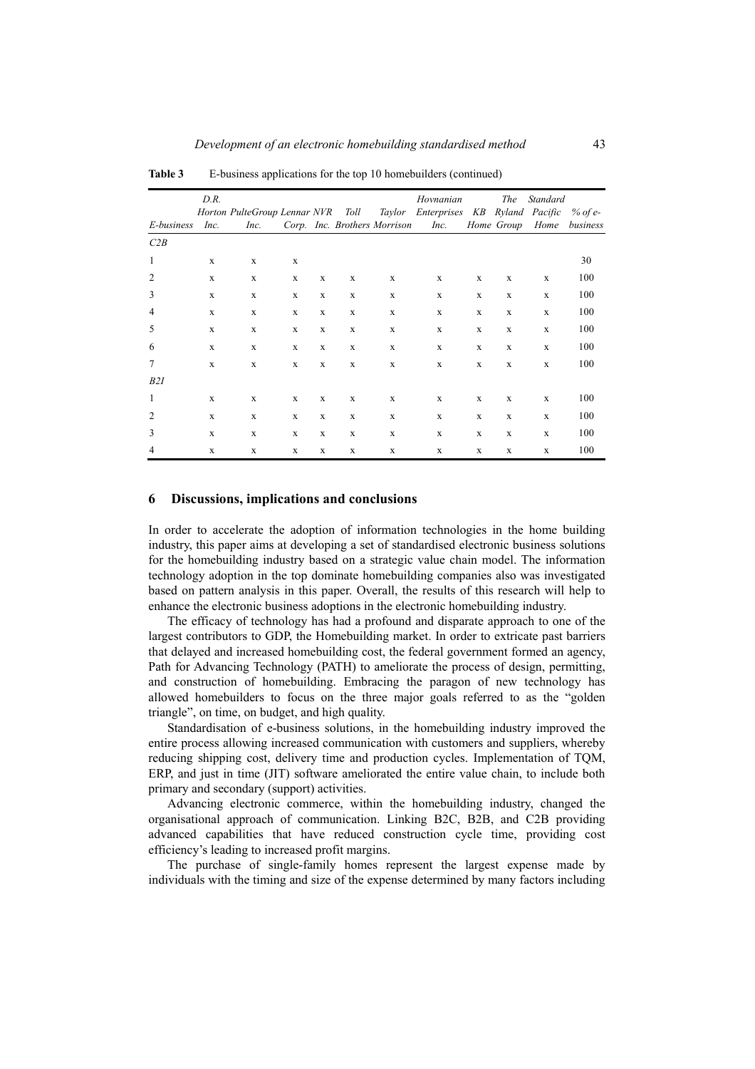**Table 3** E-business applications for the top 10 homebuilders (continued)

| *E-business* | *D.R. Horton Inc.* | *PulteGroup Inc.* | *Lennar Corp.* | *NVR Inc.* | *Toll Brothers* | *Taylor Morrison* | *Hovnanian Enterprises Inc.* | *KB Home* | *The Ryland Group* | *Standard Pacific Home* | *% of e-business* |
|---|---|---|---|---|---|---|---|---|---|---|---|
| *C2B* | | | | | | | | | | | |
| 1 | x | x | x | | | | | | | | 30 |
| 2 | x | x | x | x | x | x | x | x | x | x | 100 |
| 3 | x | x | x | x | x | x | x | x | x | x | 100 |
| 4 | x | x | x | x | x | x | x | x | x | x | 100 |
| 5 | x | x | x | x | x | x | x | x | x | x | 100 |
| 6 | x | x | x | x | x | x | x | x | x | x | 100 |
| 7 | x | x | x | x | x | x | x | x | x | x | 100 |
| *B2I* | | | | | | | | | | | |
| 1 | x | x | x | x | x | x | x | x | x | x | 100 |
| 2 | x | x | x | x | x | x | x | x | x | x | 100 |
| 3 | x | x | x | x | x | x | x | x | x | x | 100 |
| 4 | x | x | x | x | x | x | x | x | x | x | 100 |

## 6 Discussions, implications and conclusions

In order to accelerate the adoption of information technologies in the home building industry, this paper aims at developing a set of standardised electronic business solutions for the homebuilding industry based on a strategic value chain model. The information technology adoption in the top dominate homebuilding companies also was investigated based on pattern analysis in this paper. Overall, the results of this research will help to enhance the electronic business adoptions in the electronic homebuilding industry.

The efficacy of technology has had a profound and disparate approach to one of the largest contributors to GDP, the Homebuilding market. In order to extricate past barriers that delayed and increased homebuilding cost, the federal government formed an agency, Path for Advancing Technology (PATH) to ameliorate the process of design, permitting, and construction of homebuilding. Embracing the paragon of new technology has allowed homebuilders to focus on the three major goals referred to as the "golden triangle", on time, on budget, and high quality.

Standardisation of e-business solutions, in the homebuilding industry improved the entire process allowing increased communication with customers and suppliers, whereby reducing shipping cost, delivery time and production cycles. Implementation of TQM, ERP, and just in time (JIT) software ameliorated the entire value chain, to include both primary and secondary (support) activities.

Advancing electronic commerce, within the homebuilding industry, changed the organisational approach of communication. Linking B2C, B2B, and C2B providing advanced capabilities that have reduced construction cycle time, providing cost efficiency's leading to increased profit margins.

The purchase of single-family homes represent the largest expense made by individuals with the timing and size of the expense determined by many factors including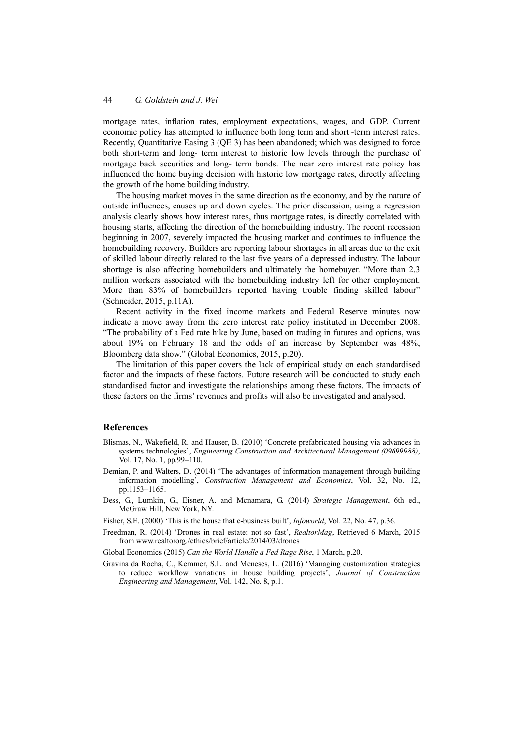mortgage rates, inflation rates, employment expectations, wages, and GDP. Current economic policy has attempted to influence both long term and short -term interest rates. Recently, Quantitative Easing 3 (QE 3) has been abandoned; which was designed to force both short-term and long- term interest to historic low levels through the purchase of mortgage back securities and long- term bonds. The near zero interest rate policy has influenced the home buying decision with historic low mortgage rates, directly affecting the growth of the home building industry.

The housing market moves in the same direction as the economy, and by the nature of outside influences, causes up and down cycles. The prior discussion, using a regression analysis clearly shows how interest rates, thus mortgage rates, is directly correlated with housing starts, affecting the direction of the homebuilding industry. The recent recession beginning in 2007, severely impacted the housing market and continues to influence the homebuilding recovery. Builders are reporting labour shortages in all areas due to the exit of skilled labour directly related to the last five years of a depressed industry. The labour shortage is also affecting homebuilders and ultimately the homebuyer. "More than 2.3 million workers associated with the homebuilding industry left for other employment. More than 83% of homebuilders reported having trouble finding skilled labour" (Schneider, 2015, p.11A).

Recent activity in the fixed income markets and Federal Reserve minutes now indicate a move away from the zero interest rate policy instituted in December 2008. "The probability of a Fed rate hike by June, based on trading in futures and options, was about 19% on February 18 and the odds of an increase by September was 48%, Bloomberg data show." (Global Economics, 2015, p.20).

The limitation of this paper covers the lack of empirical study on each standardised factor and the impacts of these factors. Future research will be conducted to study each standardised factor and investigate the relationships among these factors. The impacts of these factors on the firms' revenues and profits will also be investigated and analysed.

## References

Blismas, N., Wakefield, R. and Hauser, B. (2010) 'Concrete prefabricated housing via advances in systems technologies', *Engineering Construction and Architectural Management (09699988)*, Vol. 17, No. 1, pp.99–110.

Demian, P. and Walters, D. (2014) 'The advantages of information management through building information modelling', *Construction Management and Economics*, Vol. 32, No. 12, pp.1153–1165.

Dess, G., Lumkin, G., Eisner, A. and Mcnamara, G. (2014) *Strategic Management*, 6th ed., McGraw Hill, New York, NY.

Fisher, S.E. (2000) 'This is the house that e-business built', *Infoworld*, Vol. 22, No. 47, p.36.

Freedman, R. (2014) 'Drones in real estate: not so fast', *RealtorMag*, Retrieved 6 March, 2015 from www.realtororg./ethics/brief/article/2014/03/drones

Global Economics (2015) *Can the World Handle a Fed Rage Rise*, 1 March, p.20.

Gravina da Rocha, C., Kemmer, S.L. and Meneses, L. (2016) 'Managing customization strategies to reduce workflow variations in house building projects', *Journal of Construction Engineering and Management*, Vol. 142, No. 8, p.1.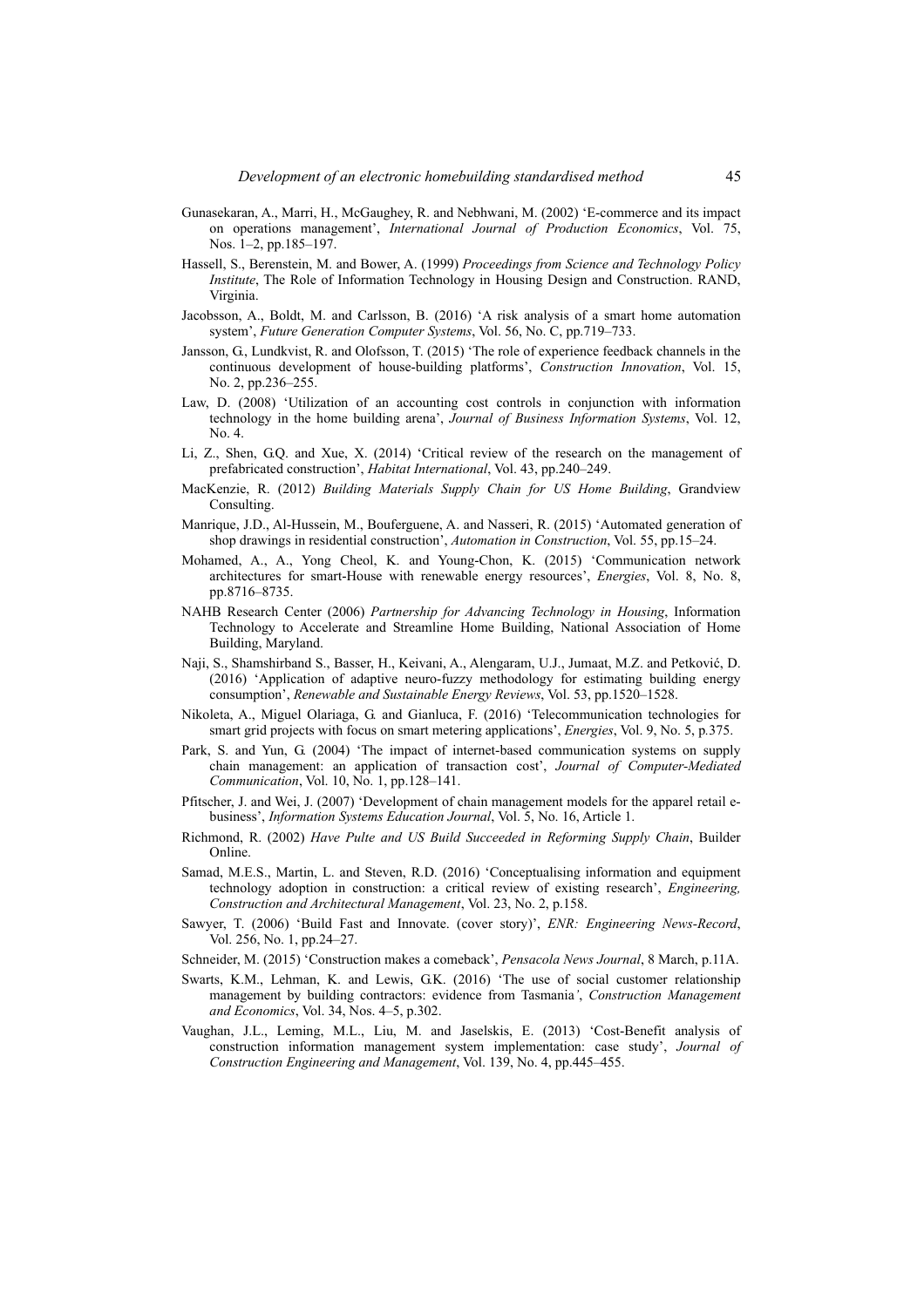Gunasekaran, A., Marri, H., McGaughey, R. and Nebhwani, M. (2002) 'E-commerce and its impact on operations management', *International Journal of Production Economics*, Vol. 75, Nos. 1–2, pp.185–197.

Hassell, S., Berenstein, M. and Bower, A. (1999) *Proceedings from Science and Technology Policy Institute*, The Role of Information Technology in Housing Design and Construction. RAND, Virginia.

Jacobsson, A., Boldt, M. and Carlsson, B. (2016) 'A risk analysis of a smart home automation system', *Future Generation Computer Systems*, Vol. 56, No. C, pp.719–733.

Jansson, G., Lundkvist, R. and Olofsson, T. (2015) 'The role of experience feedback channels in the continuous development of house-building platforms', *Construction Innovation*, Vol. 15, No. 2, pp.236–255.

Law, D. (2008) 'Utilization of an accounting cost controls in conjunction with information technology in the home building arena', *Journal of Business Information Systems*, Vol. 12, No. 4.

Li, Z., Shen, G.Q. and Xue, X. (2014) 'Critical review of the research on the management of prefabricated construction', *Habitat International*, Vol. 43, pp.240–249.

MacKenzie, R. (2012) *Building Materials Supply Chain for US Home Building*, Grandview Consulting.

Manrique, J.D., Al-Hussein, M., Bouferguene, A. and Nasseri, R. (2015) 'Automated generation of shop drawings in residential construction', *Automation in Construction*, Vol. 55, pp.15–24.

Mohamed, A., A., Yong Cheol, K. and Young-Chon, K. (2015) 'Communication network architectures for smart-House with renewable energy resources', *Energies*, Vol. 8, No. 8, pp.8716–8735.

NAHB Research Center (2006) *Partnership for Advancing Technology in Housing*, Information Technology to Accelerate and Streamline Home Building, National Association of Home Building, Maryland.

Naji, S., Shamshirband S., Basser, H., Keivani, A., Alengaram, U.J., Jumaat, M.Z. and Petković, D. (2016) 'Application of adaptive neuro-fuzzy methodology for estimating building energy consumption', *Renewable and Sustainable Energy Reviews*, Vol. 53, pp.1520–1528.

Nikoleta, A., Miguel Olariaga, G. and Gianluca, F. (2016) 'Telecommunication technologies for smart grid projects with focus on smart metering applications', *Energies*, Vol. 9, No. 5, p.375.

Park, S. and Yun, G. (2004) 'The impact of internet-based communication systems on supply chain management: an application of transaction cost', *Journal of Computer-Mediated Communication*, Vol. 10, No. 1, pp.128–141.

Pfitscher, J. and Wei, J. (2007) 'Development of chain management models for the apparel retail e-business', *Information Systems Education Journal*, Vol. 5, No. 16, Article 1.

Richmond, R. (2002) *Have Pulte and US Build Succeeded in Reforming Supply Chain*, Builder Online.

Samad, M.E.S., Martin, L. and Steven, R.D. (2016) 'Conceptualising information and equipment technology adoption in construction: a critical review of existing research', *Engineering, Construction and Architectural Management*, Vol. 23, No. 2, p.158.

Sawyer, T. (2006) 'Build Fast and Innovate. (cover story)', *ENR: Engineering News-Record*, Vol. 256, No. 1, pp.24–27.

Schneider, M. (2015) 'Construction makes a comeback', *Pensacola News Journal*, 8 March, p.11A.

Swarts, K.M., Lehman, K. and Lewis, G.K. (2016) 'The use of social customer relationship management by building contractors: evidence from Tasmania', *Construction Management and Economics*, Vol. 34, Nos. 4–5, p.302.

Vaughan, J.L., Leming, M.L., Liu, M. and Jaselskis, E. (2013) 'Cost-Benefit analysis of construction information management system implementation: case study', *Journal of Construction Engineering and Management*, Vol. 139, No. 4, pp.445–455.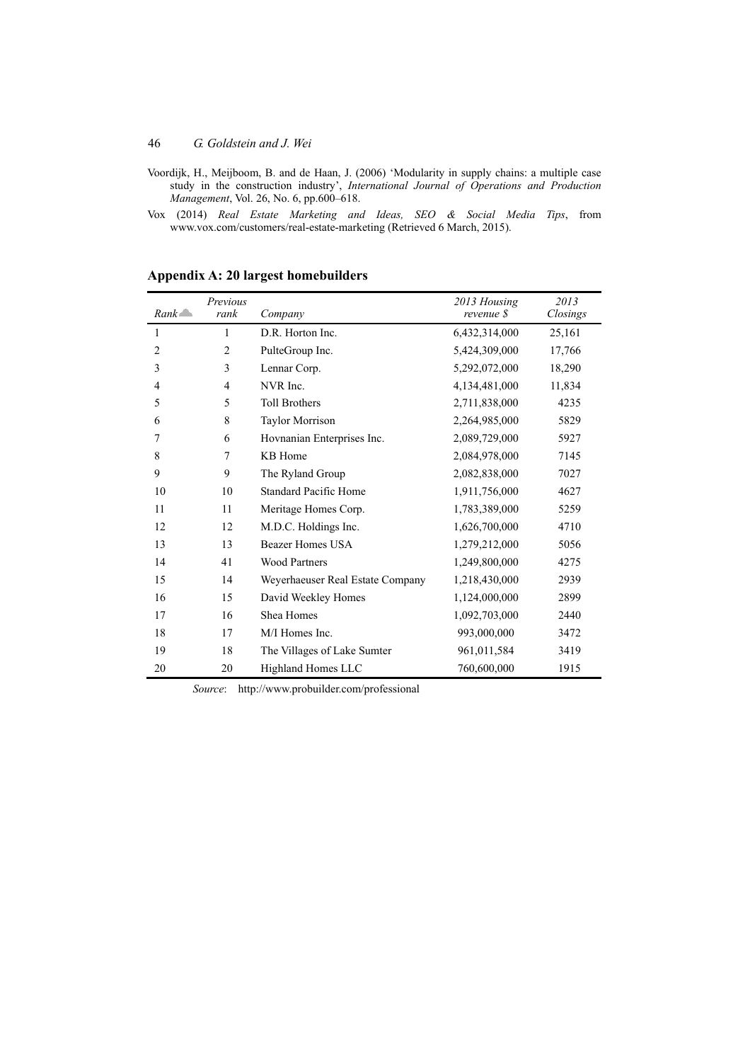Voordijk, H., Meijboom, B. and de Haan, J. (2006) 'Modularity in supply chains: a multiple case study in the construction industry', *International Journal of Operations and Production Management*, Vol. 26, No. 6, pp.600–618.

Vox (2014) *Real Estate Marketing and Ideas, SEO & Social Media Tips*, from www.vox.com/customers/real-estate-marketing (Retrieved 6 March, 2015).

## Appendix A: 20 largest homebuilders

| *Rank* | *Previous rank* | *Company* | *2013 Housing revenue $* | *2013 Closings* |
|---|---|---|---|---|
| 1 | 1 | D.R. Horton Inc. | 6,432,314,000 | 25,161 |
| 2 | 2 | PulteGroup Inc. | 5,424,309,000 | 17,766 |
| 3 | 3 | Lennar Corp. | 5,292,072,000 | 18,290 |
| 4 | 4 | NVR Inc. | 4,134,481,000 | 11,834 |
| 5 | 5 | Toll Brothers | 2,711,838,000 | 4235 |
| 6 | 8 | Taylor Morrison | 2,264,985,000 | 5829 |
| 7 | 6 | Hovnanian Enterprises Inc. | 2,089,729,000 | 5927 |
| 8 | 7 | KB Home | 2,084,978,000 | 7145 |
| 9 | 9 | The Ryland Group | 2,082,838,000 | 7027 |
| 10 | 10 | Standard Pacific Home | 1,911,756,000 | 4627 |
| 11 | 11 | Meritage Homes Corp. | 1,783,389,000 | 5259 |
| 12 | 12 | M.D.C. Holdings Inc. | 1,626,700,000 | 4710 |
| 13 | 13 | Beazer Homes USA | 1,279,212,000 | 5056 |
| 14 | 41 | Wood Partners | 1,249,800,000 | 4275 |
| 15 | 14 | Weyerhaeuser Real Estate Company | 1,218,430,000 | 2939 |
| 16 | 15 | David Weekley Homes | 1,124,000,000 | 2899 |
| 17 | 16 | Shea Homes | 1,092,703,000 | 2440 |
| 18 | 17 | M/I Homes Inc. | 993,000,000 | 3472 |
| 19 | 18 | The Villages of Lake Sumter | 961,011,584 | 3419 |
| 20 | 20 | Highland Homes LLC | 760,600,000 | 1915 |

*Source*: http://www.probuilder.com/professional